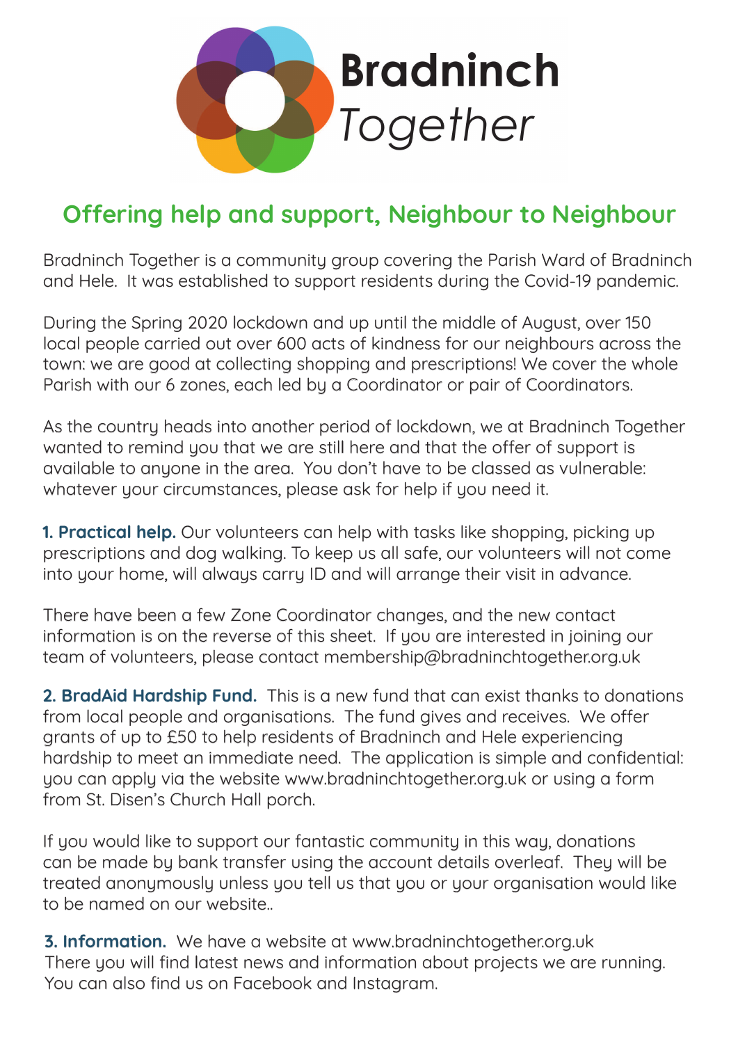# Bradninch *Together*

## Offering help and support, Neighbour to Neighbour

Bradninch Together is a community group covering the Parish Ward of Bradninch and Hele. It was established to support residents during the Covid-19 pandemic.

During the Spring 2020 lockdown and up until the middle of August, over 150 local people carried out over 600 acts of kindness for our neighbours across the town: we are good at collecting shopping and prescriptions! We cover the whole Parish with our 6 zones, each led by a Coordinator or pair of Coordinators.

As the country heads into another period of lockdown, we at Bradninch Together wanted to remind you that we are still here and that the offer of support is available to anyone in the area. You don't have to be classed as vulnerable: whatever your circumstances, please ask for help if you need it.

**1. Practical help.** Our volunteers can help with tasks like shopping, picking up prescriptions and dog walking. To keep us all safe, our volunteers will not come into your home, will always carry ID and will arrange their visit in advance.

There have been a few Zone Coordinator changes, and the new contact information is on the reverse of this sheet. If you are interested in joining our team of volunteers, please contact membership@bradninchtogether.org.uk

**2. BradAid Hardship Fund.** This is a new fund that can exist thanks to donations from local people and organisations. The fund gives and receives. We offer grants of up to £50 to help residents of Bradninch and Hele experiencing hardship to meet an immediate need. The application is simple and confidential: you can apply via the website www.bradninchtogether.org.uk or using a form from St. Disen's Church Hall porch.

If you would like to support our fantastic community in this way, donations can be made by bank transfer using the account details overleaf. They will be treated anonymously unless you tell us that you or your organisation would like to be named on our website..

**3. Information.** We have a website at www.bradninchtogether.org.uk There you will find latest news and information about projects we are running. You can also find us on Facebook and Instagram.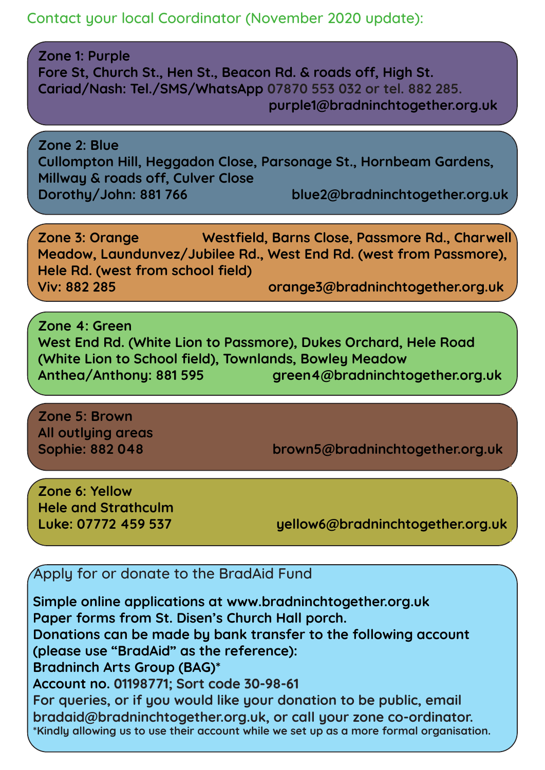Contact your local Coordinator (November 2020 update):

**Zone 1: Purple**
**Fore St, Church St., Hen St., Beacon Rd. & roads off, High St.**
**Cariad/Nash: Tel./SMS/WhatsApp 07870 553 032 or tel. 882 285.**
**purple1@bradninchtogether.org.uk**

**Zone 2: Blue**
**Cullompton Hill, Heggadon Close, Parsonage St., Hornbeam Gardens, Millway & roads off, Culver Close**
**Dorothy/John: 881 766** **blue2@bradninchtogether.org.uk**

**Zone 3: Orange** **Westfield, Barns Close, Passmore Rd., Charwell Meadow, Laundunvez/Jubilee Rd., West End Rd. (west from Passmore), Hele Rd. (west from school field)**
**Viv: 882 285** **orange3@bradninchtogether.org.uk**

**Zone 4: Green**
**West End Rd. (White Lion to Passmore), Dukes Orchard, Hele Road (White Lion to School field), Townlands, Bowley Meadow**
**Anthea/Anthony: 881 595** **green4@bradninchtogether.org.uk**

**Zone 5: Brown**
**All outlying areas**
**Sophie: 882 048** **brown5@bradninchtogether.org.uk**

**Zone 6: Yellow**
**Hele and Strathculm**
**Luke: 07772 459 537** **yellow6@bradninchtogether.org.uk**

Apply for or donate to the BradAid Fund

**Simple online applications at www.bradninchtogether.org.uk**
**Paper forms from St. Disen's Church Hall porch.**
**Donations can be made by bank transfer to the following account (please use "BradAid" as the reference):**
**Bradninch Arts Group (BAG)***
**Account no. 01198771; Sort code 30-98-61**
For queries, or if you would like your donation to be public, email bradaid@bradninchtogether.org.uk, or call your zone co-ordinator.
*Kindly allowing us to use their account while we set up as a more formal organisation.